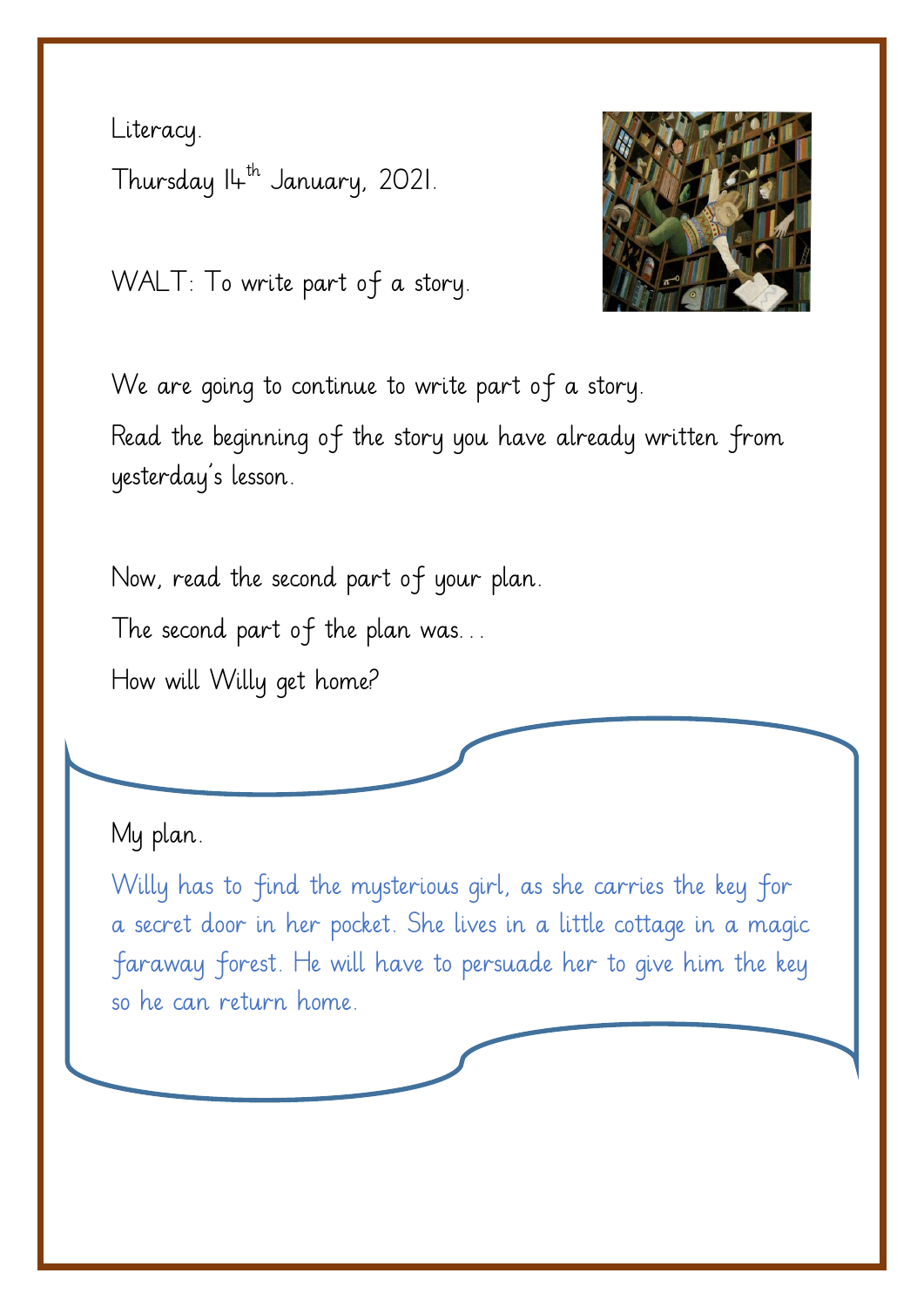Literacy.

Thursday 14th January, 2021.

WALT: To write part of a story.

We are going to continue to write part of a story.

Read the beginning of the story you have already written from yesterday's lesson.

Now, read the second part of your plan.

The second part of the plan was...

How will Willy get home?

My plan.

Willy has to find the mysterious girl, as she carries the key for a secret door in her pocket. She lives in a little cottage in a magic faraway forest. He will have to persuade her to give him the key so he can return home.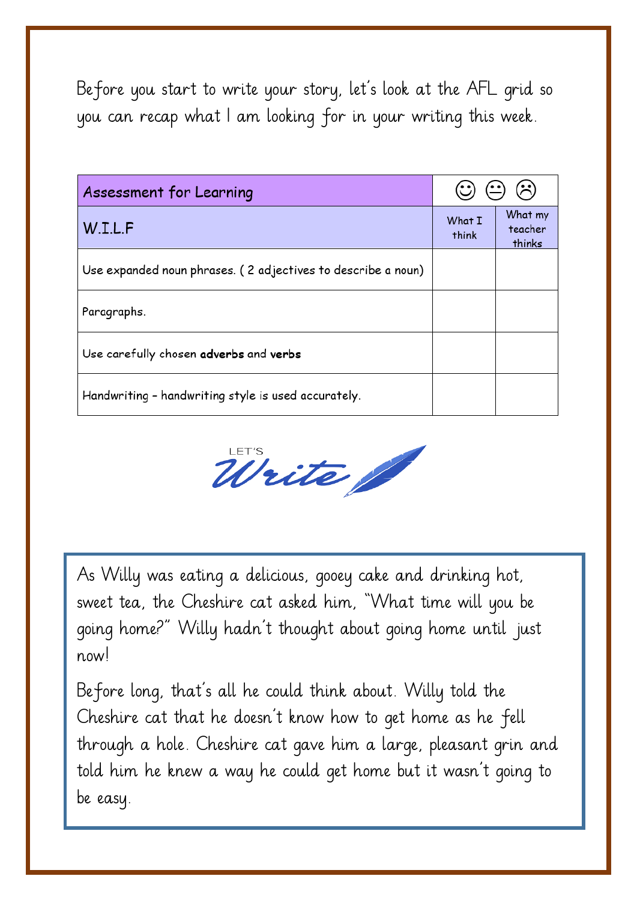Before you start to write your story, let's look at the AFL grid so you can recap what I am looking for in your writing this week.

| Assessment for Learning | ☺ 😐 ☹ | |
|---|---|---|
| W.I.L.F | What I think | What my teacher thinks |
| Use expanded noun phrases. ( 2 adjectives to describe a noun) | | |
| Paragraphs. | | |
| Use carefully chosen **adverbs** and **verbs** | | |
| Handwriting – handwriting style is used accurately. | | |

LET'S Write

As Willy was eating a delicious, gooey cake and drinking hot, sweet tea, the Cheshire cat asked him, "What time will you be going home?" Willy hadn't thought about going home until just now!

Before long, that's all he could think about. Willy told the Cheshire cat that he doesn't know how to get home as he fell through a hole. Cheshire cat gave him a large, pleasant grin and told him he knew a way he could get home but it wasn't going to be easy.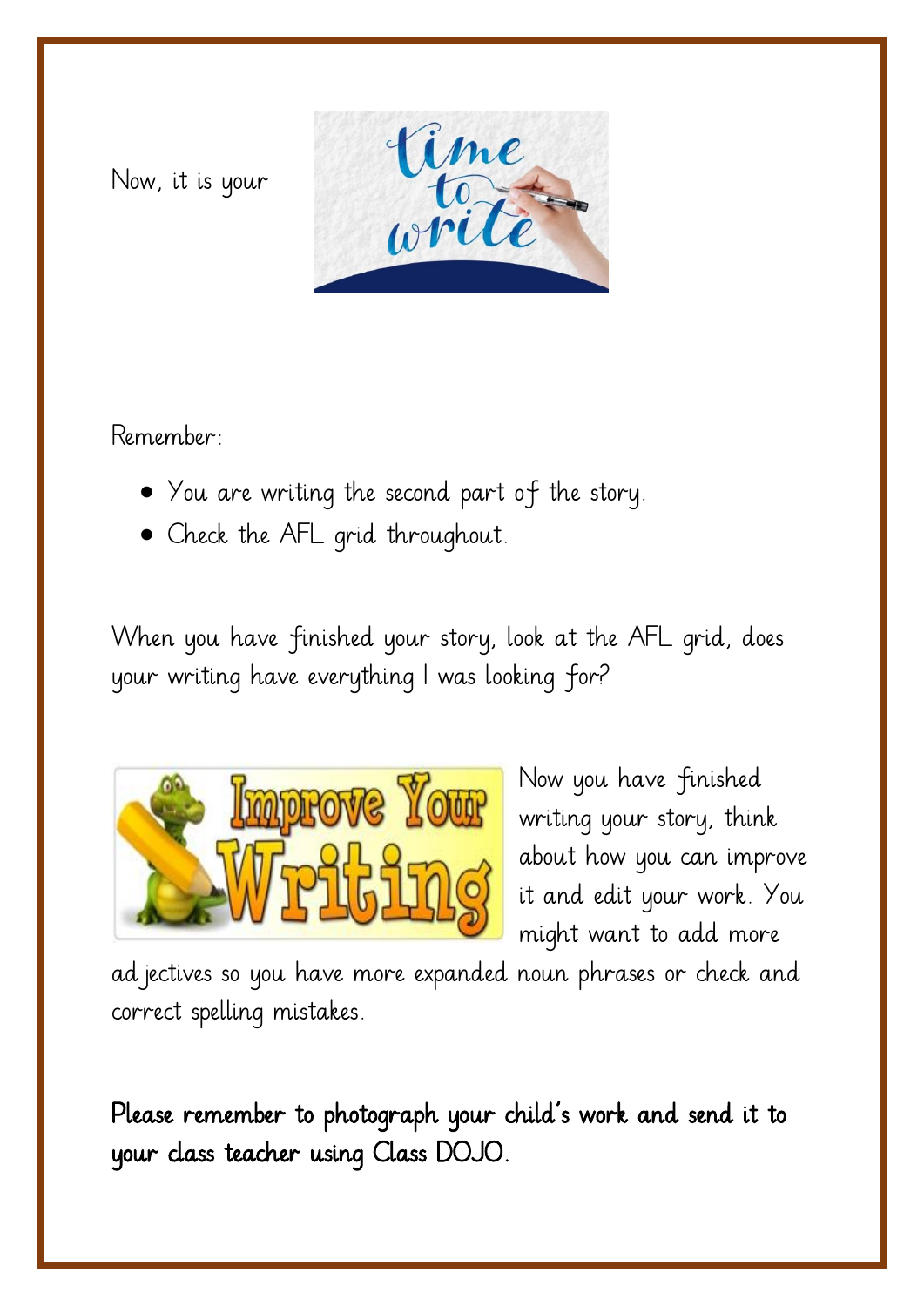Now, it is your

time to write

Remember:

- You are writing the second part of the story.
- Check the AFL grid throughout.

When you have finished your story, look at the AFL grid, does your writing have everything I was looking for?

Improve Your Writing

Now you have finished writing your story, think about how you can improve it and edit your work. You might want to add more adjectives so you have more expanded noun phrases or check and correct spelling mistakes.

**Please remember to photograph your child's work and send it to your class teacher using Class DOJO.**